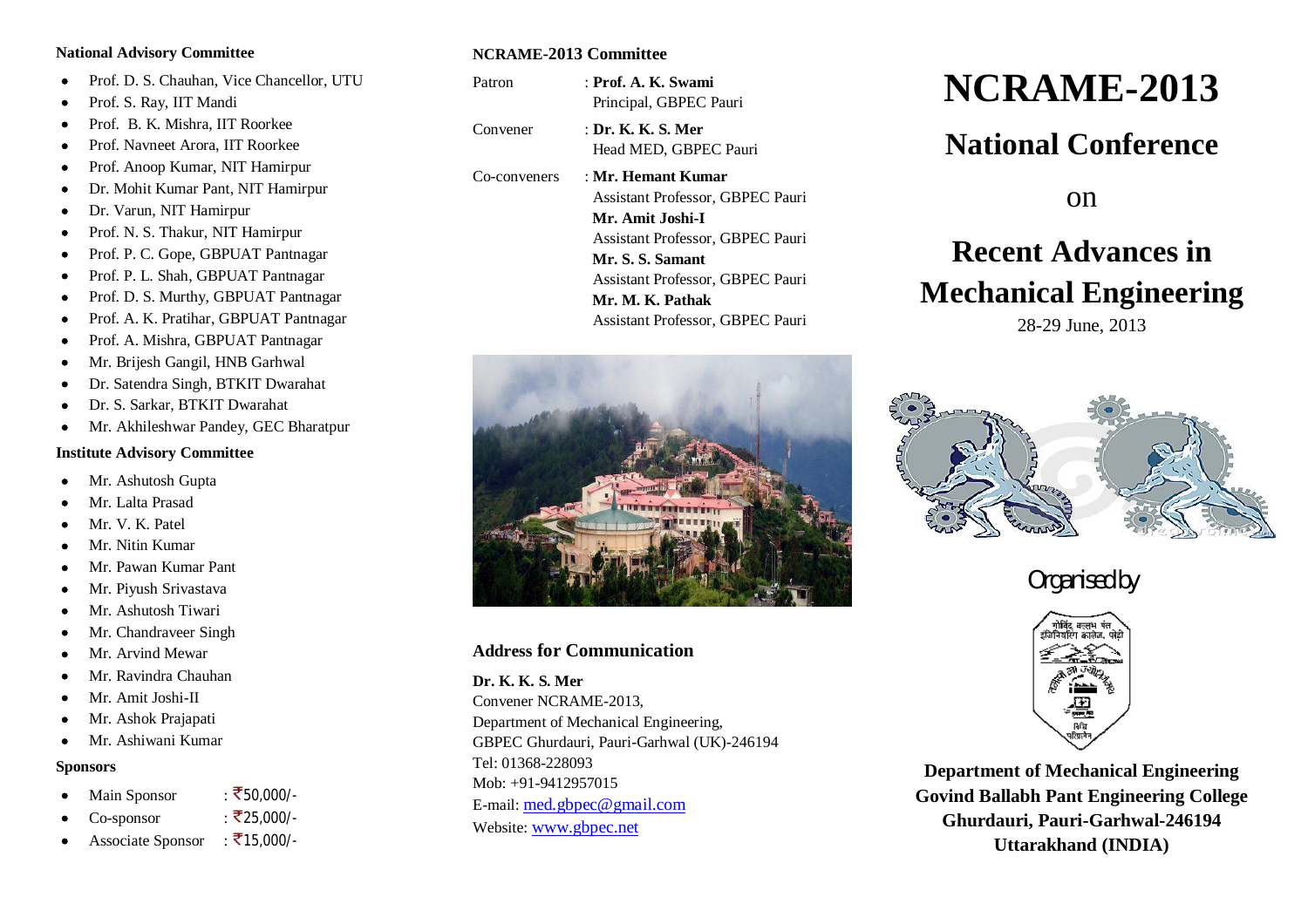### National Advisory Committee

- Prof. D. S. Chauhan, Vice Chancellor, UTU
- Prof. S. Ray, IIT Mandi
- Prof. B. K. Mishra, IIT Roorkee
- Prof. Navneet Arora, IIT Roorkee
- Prof. Anoop Kumar, NIT Hamirpur
- Dr. Mohit Kumar Pant, NIT Hamirpur
- Dr. Varun, NIT Hamirpur
- Prof. N. S. Thakur, NIT Hamirpur
- Prof. P. C. Gope, GBPUAT Pantnagar
- Prof. P. L. Shah, GBPUAT Pantnagar
- Prof. D. S. Murthy, GBPUAT Pantnagar
- Prof. A. K. Pratihar, GBPUAT Pantnagar
- Prof. A. Mishra, GBPUAT Pantnagar
- Mr. Brijesh Gangil, HNB Garhwal
- Dr. Satendra Singh, BTKIT Dwarahat
- Dr. S. Sarkar, BTKIT Dwarahat
- Mr. Akhileshwar Pandey, GEC Bharatpur

### Institute Advisory Committee

- Mr. Ashutosh Gupta
- Mr. Lalta Prasad
- Mr. V. K. Patel
- Mr. Nitin Kumar
- Mr. Pawan Kumar Pant
- Mr. Piyush Srivastava
- Mr. Ashutosh Tiwari
- Mr. Chandraveer Singh
- Mr. Arvind Mewar
- Mr. Ravindra Chauhan
- Mr. Amit Joshi-II
- Mr. Ashok Prajapati
- Mr. Ashiwani Kumar

### Sponsors

- Main Sponsor : ₹50,000/-
- Co-sponsor : ₹25,000/-
- Associate Sponsor : ₹15,000/-

### NCRAME-2013 Committee

Patron : **Prof. A. K. Swami**
Principal, GBPEC Pauri

Convener : **Dr. K. K. S. Mer**
Head MED, GBPEC Pauri

Co-conveners : **Mr. Hemant Kumar**
Assistant Professor, GBPEC Pauri
**Mr. Amit Joshi-I**
Assistant Professor, GBPEC Pauri
**Mr. S. S. Samant**
Assistant Professor, GBPEC Pauri
**Mr. M. K. Pathak**
Assistant Professor, GBPEC Pauri

### Address for Communication

**Dr. K. K. S. Mer**
Convener NCRAME-2013,
Department of Mechanical Engineering,
GBPEC Ghurdauri, Pauri-Garhwal (UK)-246194
Tel: 01368-228093
Mob: +91-9412957015
E-mail: med.gbpec@gmail.com
Website: www.gbpec.net

# NCRAME-2013

## National Conference

on

## Recent Advances in Mechanical Engineering

28-29 June, 2013

Organised by

**Department of Mechanical Engineering**
**Govind Ballabh Pant Engineering College**
**Ghurdauri, Pauri-Garhwal-246194**
**Uttarakhand (INDIA)**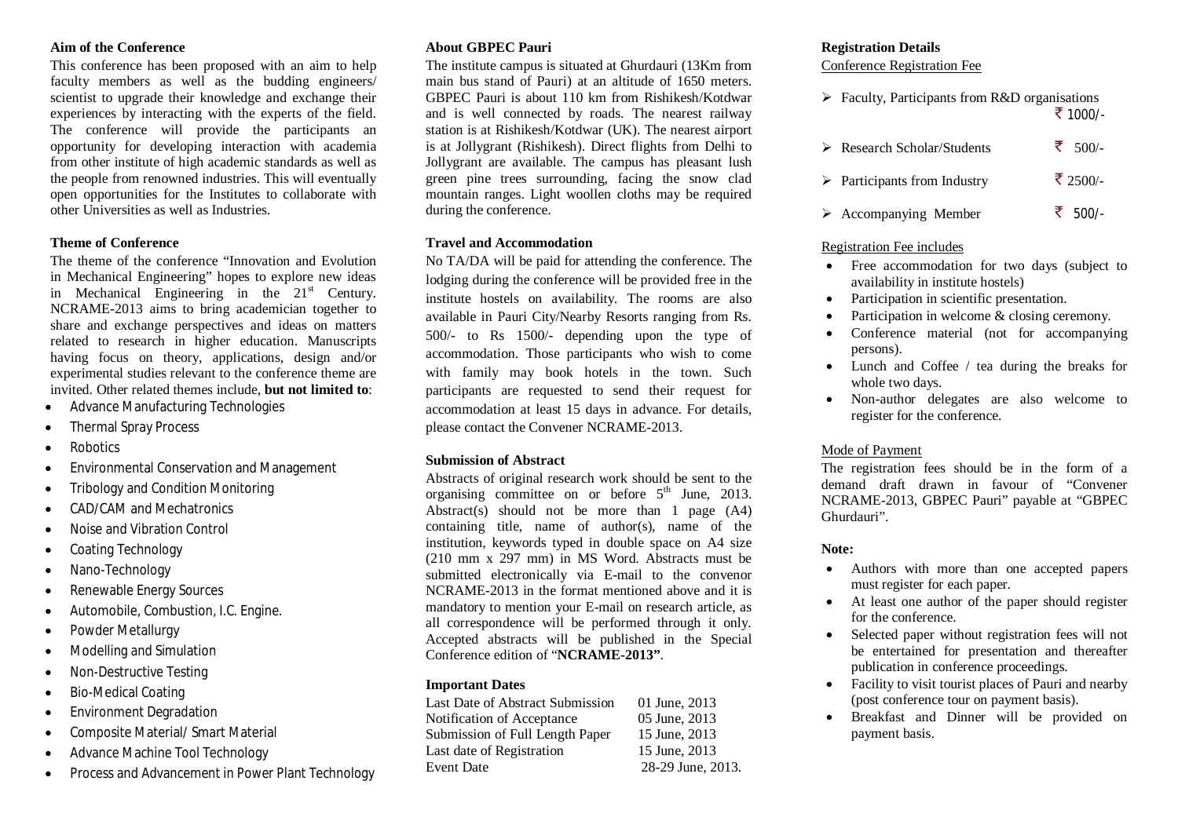## Aim of the Conference

This conference has been proposed with an aim to help faculty members as well as the budding engineers/ scientist to upgrade their knowledge and exchange their experiences by interacting with the experts of the field. The conference will provide the participants an opportunity for developing interaction with academia from other institute of high academic standards as well as the people from renowned industries. This will eventually open opportunities for the Institutes to collaborate with other Universities as well as Industries.

## Theme of Conference

The theme of the conference "Innovation and Evolution in Mechanical Engineering" hopes to explore new ideas in Mechanical Engineering in the 21[st] Century. NCRAME-2013 aims to bring academician together to share and exchange perspectives and ideas on matters related to research in higher education. Manuscripts having focus on theory, applications, design and/or experimental studies relevant to the conference theme are invited. Other related themes include, **but not limited to**:

- Advance Manufacturing Technologies
- Thermal Spray Process
- Robotics
- Environmental Conservation and Management
- Tribology and Condition Monitoring
- CAD/CAM and Mechatronics
- Noise and Vibration Control
- Coating Technology
- Nano-Technology
- Renewable Energy Sources
- Automobile, Combustion, I.C. Engine.
- Powder Metallurgy
- Modelling and Simulation
- Non-Destructive Testing
- Bio-Medical Coating
- Environment Degradation
- Composite Material/ Smart Material
- Advance Machine Tool Technology
- Process and Advancement in Power Plant Technology

## About GBPEC Pauri

The institute campus is situated at Ghurdauri (13Km from main bus stand of Pauri) at an altitude of 1650 meters. GBPEC Pauri is about 110 km from Rishikesh/Kotdwar and is well connected by roads. The nearest railway station is at Rishikesh/Kotdwar (UK). The nearest airport is at Jollygrant (Rishikesh). Direct flights from Delhi to Jollygrant are available. The campus has pleasant lush green pine trees surrounding, facing the snow clad mountain ranges. Light woollen cloths may be required during the conference.

## Travel and Accommodation

No TA/DA will be paid for attending the conference. The lodging during the conference will be provided free in the institute hostels on availability. The rooms are also available in Pauri City/Nearby Resorts ranging from Rs. 500/- to Rs 1500/- depending upon the type of accommodation. Those participants who wish to come with family may book hotels in the town. Such participants are requested to send their request for accommodation at least 15 days in advance. For details, please contact the Convener NCRAME-2013.

## Submission of Abstract

Abstracts of original research work should be sent to the organising committee on or before 5[th] June, 2013. Abstract(s) should not be more than 1 page (A4) containing title, name of author(s), name of the institution, keywords typed in double space on A4 size (210 mm x 297 mm) in MS Word. Abstracts must be submitted electronically via E-mail to the convenor NCRAME-2013 in the format mentioned above and it is mandatory to mention your E-mail on research article, as all correspondence will be performed through it only. Accepted abstracts will be published in the Special Conference edition of "**NCRAME-2013"**.

## Important Dates

| | |
|---|---|
| Last Date of Abstract Submission | 01 June, 2013 |
| Notification of Acceptance | 05 June, 2013 |
| Submission of Full Length Paper | 15 June, 2013 |
| Last date of Registration | 15 June, 2013 |
| Event Date | 28-29 June, 2013. |

## Registration Details

Conference Registration Fee

| | |
|---|---|
| Faculty, Participants from R&D organisations | ₹ 1000/- |
| Research Scholar/Students | ₹ 500/- |
| Participants from Industry | ₹ 2500/- |
| Accompanying Member | ₹ 500/- |

Registration Fee includes

- Free accommodation for two days (subject to availability in institute hostels)
- Participation in scientific presentation.
- Participation in welcome & closing ceremony.
- Conference material (not for accompanying persons).
- Lunch and Coffee / tea during the breaks for whole two days.
- Non-author delegates are also welcome to register for the conference.

Mode of Payment

The registration fees should be in the form of a demand draft drawn in favour of "Convener NCRAME-2013, GBPEC Pauri" payable at "GBPEC Ghurdauri".

**Note:**

- Authors with more than one accepted papers must register for each paper.
- At least one author of the paper should register for the conference.
- Selected paper without registration fees will not be entertained for presentation and thereafter publication in conference proceedings.
- Facility to visit tourist places of Pauri and nearby (post conference tour on payment basis).
- Breakfast and Dinner will be provided on payment basis.